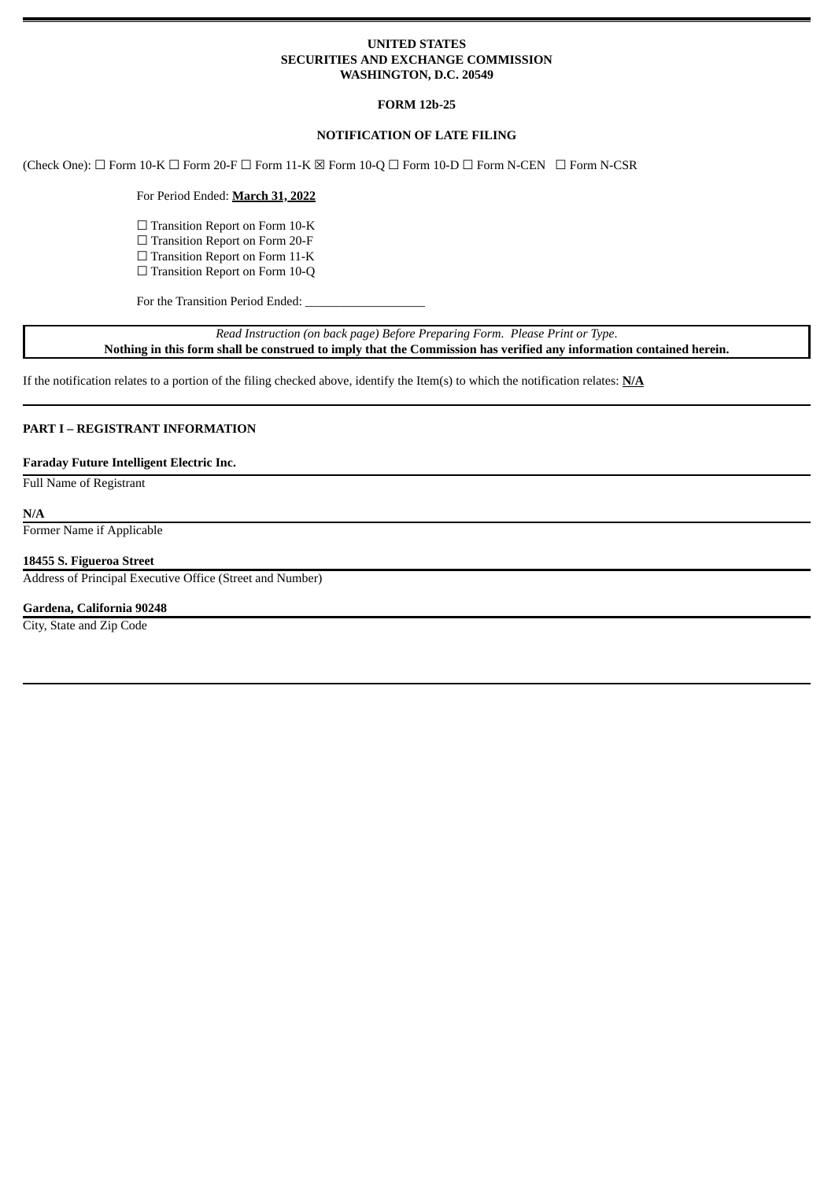**UNITED STATES**
**SECURITIES AND EXCHANGE COMMISSION**
**WASHINGTON, D.C. 20549**

**FORM 12b-25**

**NOTIFICATION OF LATE FILING**

(Check One): ☐ Form 10-K ☐ Form 20-F ☐ Form 11-K ☒ Form 10-Q ☐ Form 10-D ☐ Form N-CEN ☐ Form N-CSR

For Period Ended: **March 31, 2022**

☐ Transition Report on Form 10-K
☐ Transition Report on Form 20-F
☐ Transition Report on Form 11-K
☐ Transition Report on Form 10-Q

For the Transition Period Ended: ___________________

*Read Instruction (on back page) Before Preparing Form. Please Print or Type.*
**Nothing in this form shall be construed to imply that the Commission has verified any information contained herein.**

If the notification relates to a portion of the filing checked above, identify the Item(s) to which the notification relates: **N/A**

**PART I – REGISTRANT INFORMATION**

**Faraday Future Intelligent Electric Inc.**
Full Name of Registrant

**N/A**
Former Name if Applicable

**18455 S. Figueroa Street**
Address of Principal Executive Office (Street and Number)

**Gardena, California 90248**
City, State and Zip Code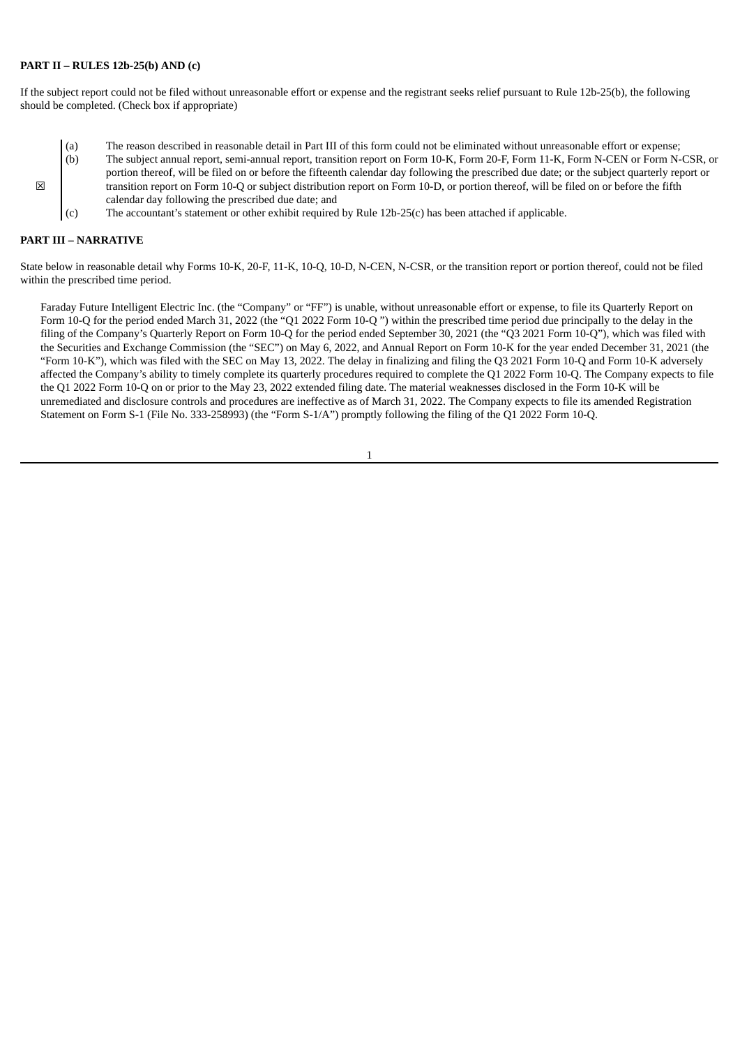**PART II – RULES 12b-25(b) AND (c)**

If the subject report could not be filed without unreasonable effort or expense and the registrant seeks relief pursuant to Rule 12b-25(b), the following should be completed. (Check box if appropriate)

☒

(a) The reason described in reasonable detail in Part III of this form could not be eliminated without unreasonable effort or expense;

(b) The subject annual report, semi-annual report, transition report on Form 10-K, Form 20-F, Form 11-K, Form N-CEN or Form N-CSR, or portion thereof, will be filed on or before the fifteenth calendar day following the prescribed due date; or the subject quarterly report or transition report on Form 10-Q or subject distribution report on Form 10-D, or portion thereof, will be filed on or before the fifth calendar day following the prescribed due date; and

(c) The accountant's statement or other exhibit required by Rule 12b-25(c) has been attached if applicable.

**PART III – NARRATIVE**

State below in reasonable detail why Forms 10-K, 20-F, 11-K, 10-Q, 10-D, N-CEN, N-CSR, or the transition report or portion thereof, could not be filed within the prescribed time period.

Faraday Future Intelligent Electric Inc. (the "Company" or "FF") is unable, without unreasonable effort or expense, to file its Quarterly Report on Form 10-Q for the period ended March 31, 2022 (the "Q1 2022 Form 10-Q ") within the prescribed time period due principally to the delay in the filing of the Company's Quarterly Report on Form 10-Q for the period ended September 30, 2021 (the "Q3 2021 Form 10-Q"), which was filed with the Securities and Exchange Commission (the "SEC") on May 6, 2022, and Annual Report on Form 10-K for the year ended December 31, 2021 (the "Form 10-K"), which was filed with the SEC on May 13, 2022. The delay in finalizing and filing the Q3 2021 Form 10-Q and Form 10-K adversely affected the Company's ability to timely complete its quarterly procedures required to complete the Q1 2022 Form 10-Q. The Company expects to file the Q1 2022 Form 10-Q on or prior to the May 23, 2022 extended filing date. The material weaknesses disclosed in the Form 10-K will be unremediated and disclosure controls and procedures are ineffective as of March 31, 2022. The Company expects to file its amended Registration Statement on Form S-1 (File No. 333-258993) (the "Form S-1/A") promptly following the filing of the Q1 2022 Form 10-Q.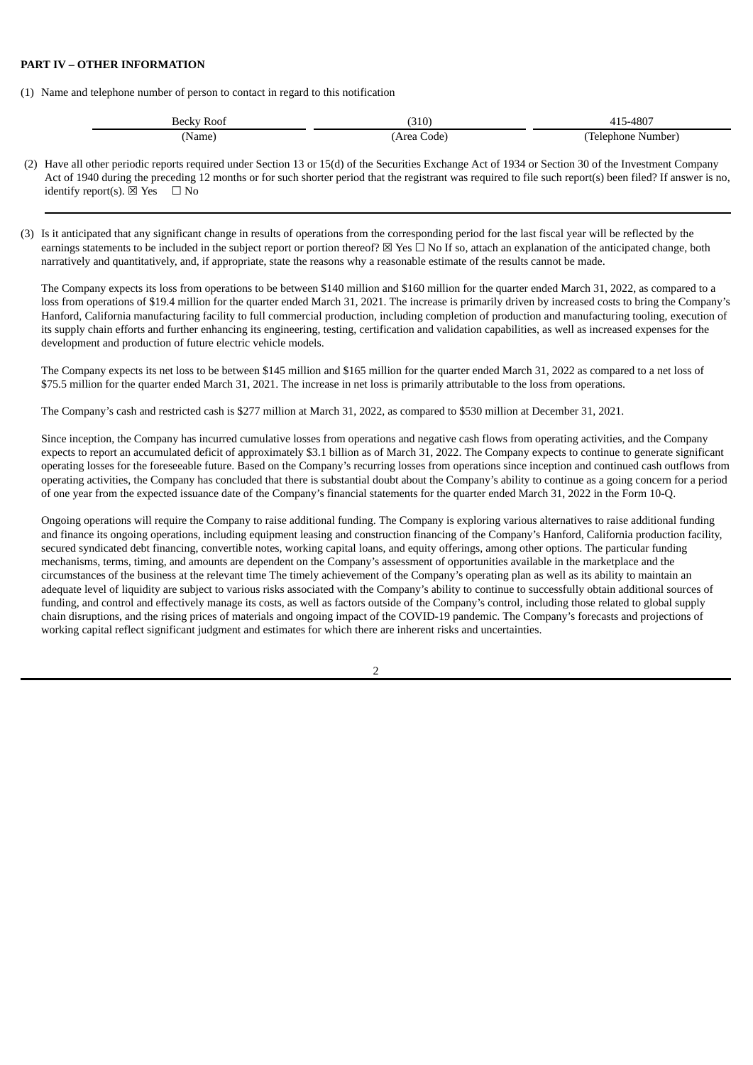**PART IV – OTHER INFORMATION**

(1) Name and telephone number of person to contact in regard to this notification

| Becky Roof | (310) | 415-4807 |
| --- | --- | --- |
| (Name) | (Area Code) | (Telephone Number) |

(2) Have all other periodic reports required under Section 13 or 15(d) of the Securities Exchange Act of 1934 or Section 30 of the Investment Company Act of 1940 during the preceding 12 months or for such shorter period that the registrant was required to file such report(s) been filed? If answer is no, identify report(s). ☒ Yes ☐ No

(3) Is it anticipated that any significant change in results of operations from the corresponding period for the last fiscal year will be reflected by the earnings statements to be included in the subject report or portion thereof? ☒ Yes ☐ No If so, attach an explanation of the anticipated change, both narratively and quantitatively, and, if appropriate, state the reasons why a reasonable estimate of the results cannot be made.

The Company expects its loss from operations to be between $140 million and $160 million for the quarter ended March 31, 2022, as compared to a loss from operations of $19.4 million for the quarter ended March 31, 2021. The increase is primarily driven by increased costs to bring the Company's Hanford, California manufacturing facility to full commercial production, including completion of production and manufacturing tooling, execution of its supply chain efforts and further enhancing its engineering, testing, certification and validation capabilities, as well as increased expenses for the development and production of future electric vehicle models.

The Company expects its net loss to be between $145 million and $165 million for the quarter ended March 31, 2022 as compared to a net loss of $75.5 million for the quarter ended March 31, 2021. The increase in net loss is primarily attributable to the loss from operations.

The Company's cash and restricted cash is $277 million at March 31, 2022, as compared to $530 million at December 31, 2021.

Since inception, the Company has incurred cumulative losses from operations and negative cash flows from operating activities, and the Company expects to report an accumulated deficit of approximately $3.1 billion as of March 31, 2022. The Company expects to continue to generate significant operating losses for the foreseeable future. Based on the Company's recurring losses from operations since inception and continued cash outflows from operating activities, the Company has concluded that there is substantial doubt about the Company's ability to continue as a going concern for a period of one year from the expected issuance date of the Company's financial statements for the quarter ended March 31, 2022 in the Form 10-Q.

Ongoing operations will require the Company to raise additional funding. The Company is exploring various alternatives to raise additional funding and finance its ongoing operations, including equipment leasing and construction financing of the Company's Hanford, California production facility, secured syndicated debt financing, convertible notes, working capital loans, and equity offerings, among other options. The particular funding mechanisms, terms, timing, and amounts are dependent on the Company's assessment of opportunities available in the marketplace and the circumstances of the business at the relevant time The timely achievement of the Company's operating plan as well as its ability to maintain an adequate level of liquidity are subject to various risks associated with the Company's ability to continue to successfully obtain additional sources of funding, and control and effectively manage its costs, as well as factors outside of the Company's control, including those related to global supply chain disruptions, and the rising prices of materials and ongoing impact of the COVID-19 pandemic. The Company's forecasts and projections of working capital reflect significant judgment and estimates for which there are inherent risks and uncertainties.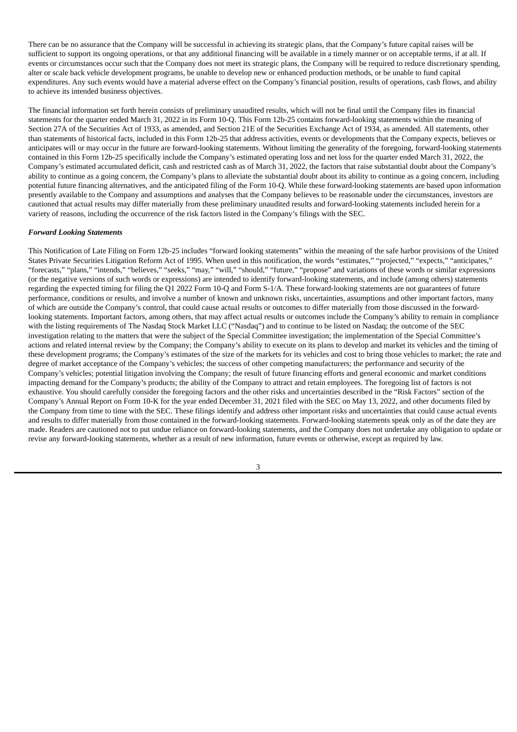There can be no assurance that the Company will be successful in achieving its strategic plans, that the Company's future capital raises will be sufficient to support its ongoing operations, or that any additional financing will be available in a timely manner or on acceptable terms, if at all. If events or circumstances occur such that the Company does not meet its strategic plans, the Company will be required to reduce discretionary spending, alter or scale back vehicle development programs, be unable to develop new or enhanced production methods, or be unable to fund capital expenditures. Any such events would have a material adverse effect on the Company's financial position, results of operations, cash flows, and ability to achieve its intended business objectives.

The financial information set forth herein consists of preliminary unaudited results, which will not be final until the Company files its financial statements for the quarter ended March 31, 2022 in its Form 10-Q. This Form 12b-25 contains forward-looking statements within the meaning of Section 27A of the Securities Act of 1933, as amended, and Section 21E of the Securities Exchange Act of 1934, as amended. All statements, other than statements of historical facts, included in this Form 12b-25 that address activities, events or developments that the Company expects, believes or anticipates will or may occur in the future are forward-looking statements. Without limiting the generality of the foregoing, forward-looking statements contained in this Form 12b-25 specifically include the Company's estimated operating loss and net loss for the quarter ended March 31, 2022, the Company's estimated accumulated deficit, cash and restricted cash as of March 31, 2022, the factors that raise substantial doubt about the Company's ability to continue as a going concern, the Company's plans to alleviate the substantial doubt about its ability to continue as a going concern, including potential future financing alternatives, and the anticipated filing of the Form 10-Q. While these forward-looking statements are based upon information presently available to the Company and assumptions and analyses that the Company believes to be reasonable under the circumstances, investors are cautioned that actual results may differ materially from these preliminary unaudited results and forward-looking statements included herein for a variety of reasons, including the occurrence of the risk factors listed in the Company's filings with the SEC.

***Forward Looking Statements***

This Notification of Late Filing on Form 12b-25 includes "forward looking statements" within the meaning of the safe harbor provisions of the United States Private Securities Litigation Reform Act of 1995. When used in this notification, the words "estimates," "projected," "expects," "anticipates," "forecasts," "plans," "intends," "believes," "seeks," "may," "will," "should," "future," "propose" and variations of these words or similar expressions (or the negative versions of such words or expressions) are intended to identify forward-looking statements, and include (among others) statements regarding the expected timing for filing the Q1 2022 Form 10-Q and Form S-1/A. These forward-looking statements are not guarantees of future performance, conditions or results, and involve a number of known and unknown risks, uncertainties, assumptions and other important factors, many of which are outside the Company's control, that could cause actual results or outcomes to differ materially from those discussed in the forward-looking statements. Important factors, among others, that may affect actual results or outcomes include the Company's ability to remain in compliance with the listing requirements of The Nasdaq Stock Market LLC ("Nasdaq") and to continue to be listed on Nasdaq; the outcome of the SEC investigation relating to the matters that were the subject of the Special Committee investigation; the implementation of the Special Committee's actions and related internal review by the Company; the Company's ability to execute on its plans to develop and market its vehicles and the timing of these development programs; the Company's estimates of the size of the markets for its vehicles and cost to bring those vehicles to market; the rate and degree of market acceptance of the Company's vehicles; the success of other competing manufacturers; the performance and security of the Company's vehicles; potential litigation involving the Company; the result of future financing efforts and general economic and market conditions impacting demand for the Company's products; the ability of the Company to attract and retain employees. The foregoing list of factors is not exhaustive. You should carefully consider the foregoing factors and the other risks and uncertainties described in the "Risk Factors" section of the Company's Annual Report on Form 10-K for the year ended December 31, 2021 filed with the SEC on May 13, 2022, and other documents filed by the Company from time to time with the SEC. These filings identify and address other important risks and uncertainties that could cause actual events and results to differ materially from those contained in the forward-looking statements. Forward-looking statements speak only as of the date they are made. Readers are cautioned not to put undue reliance on forward-looking statements, and the Company does not undertake any obligation to update or revise any forward-looking statements, whether as a result of new information, future events or otherwise, except as required by law.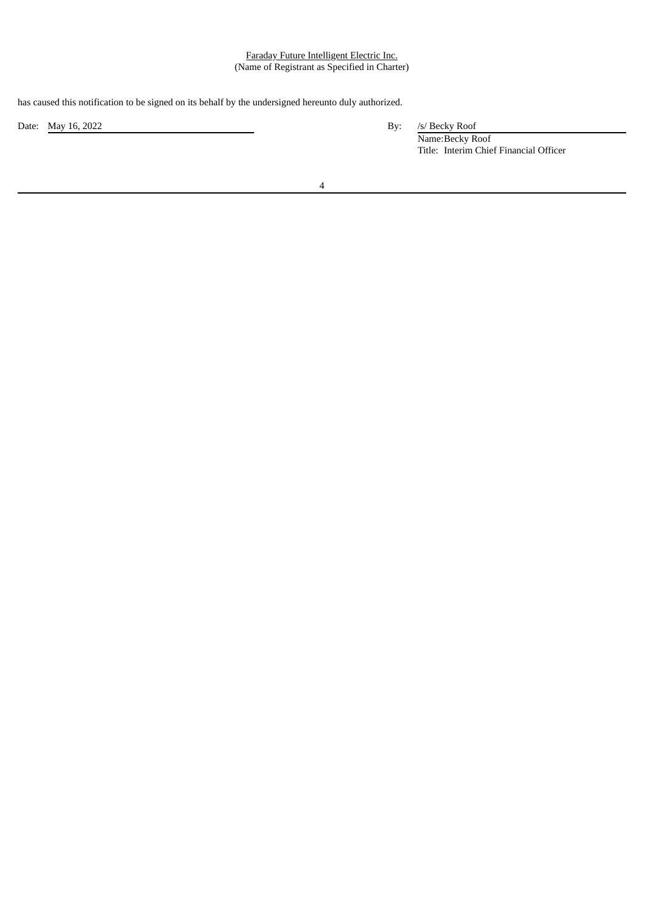Faraday Future Intelligent Electric Inc.
(Name of Registrant as Specified in Charter)

has caused this notification to be signed on its behalf by the undersigned hereunto duly authorized.

| | | | |
|---|---|---|---|
| Date: | May 16, 2022 | By: | /s/ Becky Roof |
| | | | Name: Becky Roof |
| | | | Title: Interim Chief Financial Officer |